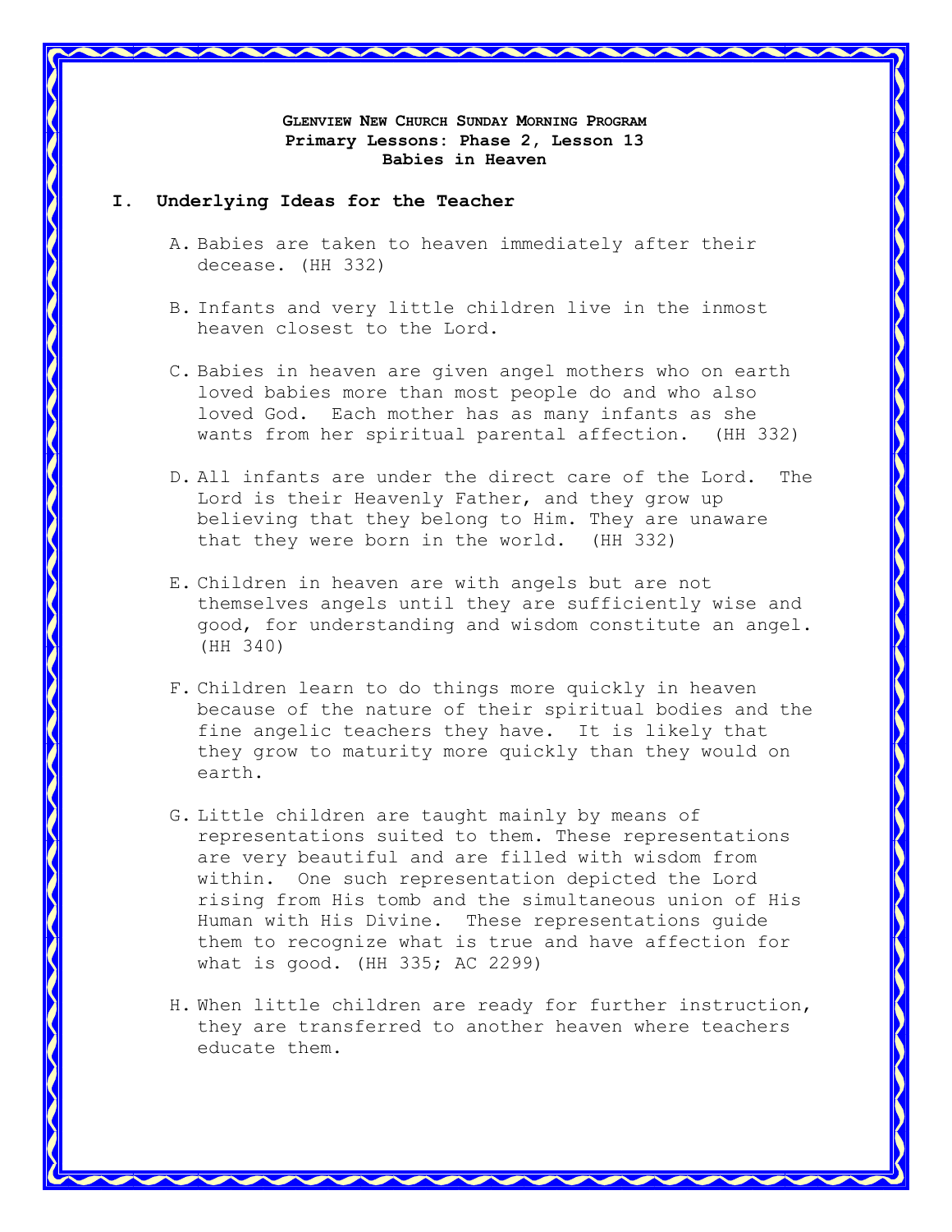# Glenview New Church Sunday Morning Program
## Primary Lessons: Phase 2, Lesson 13
## Babies in Heaven

## I. Underlying Ideas for the Teacher

A. Babies are taken to heaven immediately after their decease. (HH 332)

B. Infants and very little children live in the inmost heaven closest to the Lord.

C. Babies in heaven are given angel mothers who on earth loved babies more than most people do and who also loved God. Each mother has as many infants as she wants from her spiritual parental affection. (HH 332)

D. All infants are under the direct care of the Lord. The Lord is their Heavenly Father, and they grow up believing that they belong to Him. They are unaware that they were born in the world. (HH 332)

E. Children in heaven are with angels but are not themselves angels until they are sufficiently wise and good, for understanding and wisdom constitute an angel. (HH 340)

F. Children learn to do things more quickly in heaven because of the nature of their spiritual bodies and the fine angelic teachers they have. It is likely that they grow to maturity more quickly than they would on earth.

G. Little children are taught mainly by means of representations suited to them. These representations are very beautiful and are filled with wisdom from within. One such representation depicted the Lord rising from His tomb and the simultaneous union of His Human with His Divine. These representations guide them to recognize what is true and have affection for what is good. (HH 335; AC 2299)

H. When little children are ready for further instruction, they are transferred to another heaven where teachers educate them.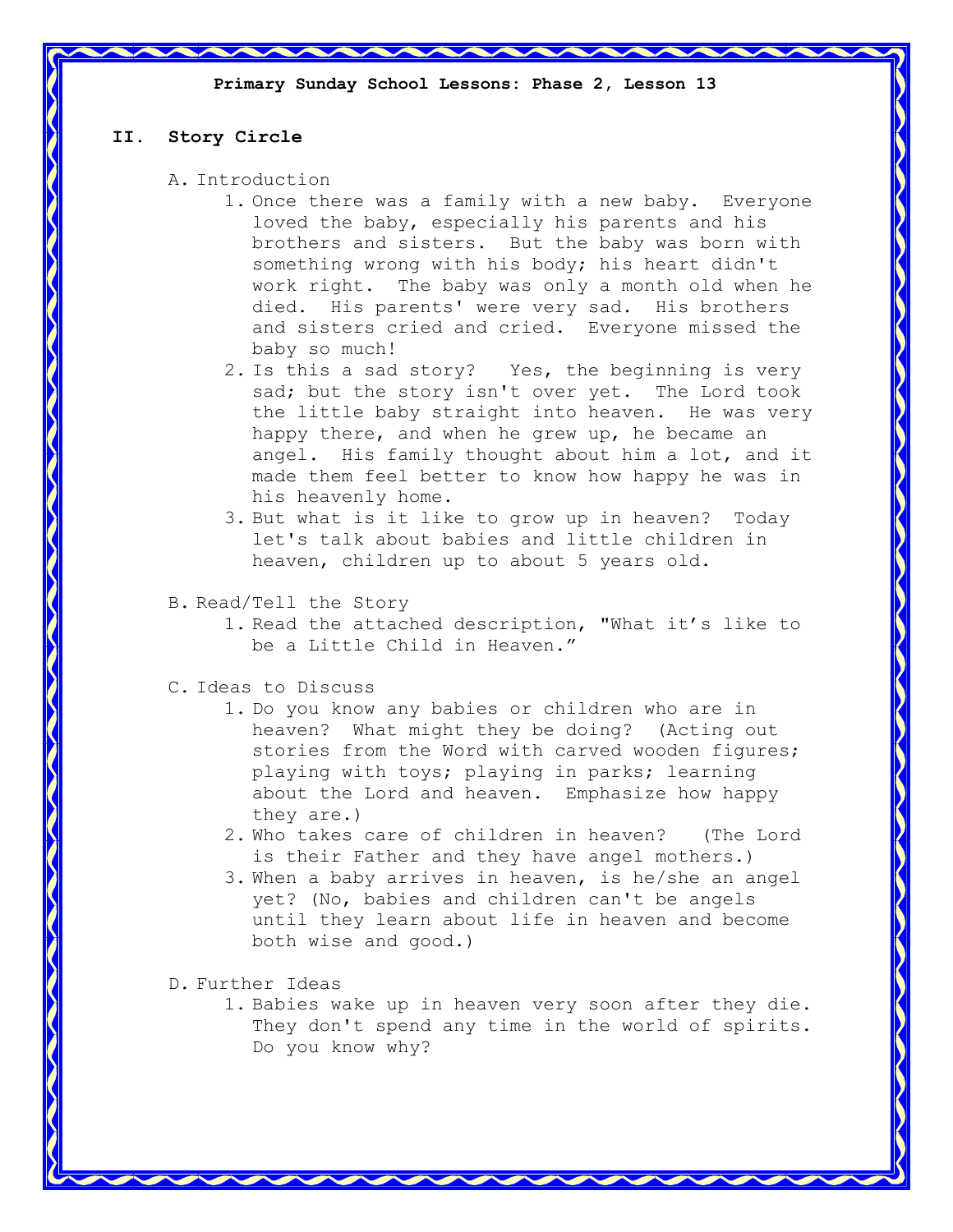**Primary Sunday School Lessons: Phase 2, Lesson 13**

## II. Story Circle

A. Introduction

1. Once there was a family with a new baby. Everyone loved the baby, especially his parents and his brothers and sisters. But the baby was born with something wrong with his body; his heart didn't work right. The baby was only a month old when he died. His parents' were very sad. His brothers and sisters cried and cried. Everyone missed the baby so much!
2. Is this a sad story? Yes, the beginning is very sad; but the story isn't over yet. The Lord took the little baby straight into heaven. He was very happy there, and when he grew up, he became an angel. His family thought about him a lot, and it made them feel better to know how happy he was in his heavenly home.
3. But what is it like to grow up in heaven? Today let's talk about babies and little children in heaven, children up to about 5 years old.

B. Read/Tell the Story

1. Read the attached description, "What it's like to be a Little Child in Heaven."

C. Ideas to Discuss

1. Do you know any babies or children who are in heaven? What might they be doing? (Acting out stories from the Word with carved wooden figures; playing with toys; playing in parks; learning about the Lord and heaven. Emphasize how happy they are.)
2. Who takes care of children in heaven? (The Lord is their Father and they have angel mothers.)
3. When a baby arrives in heaven, is he/she an angel yet? (No, babies and children can't be angels until they learn about life in heaven and become both wise and good.)

D. Further Ideas

1. Babies wake up in heaven very soon after they die. They don't spend any time in the world of spirits. Do you know why?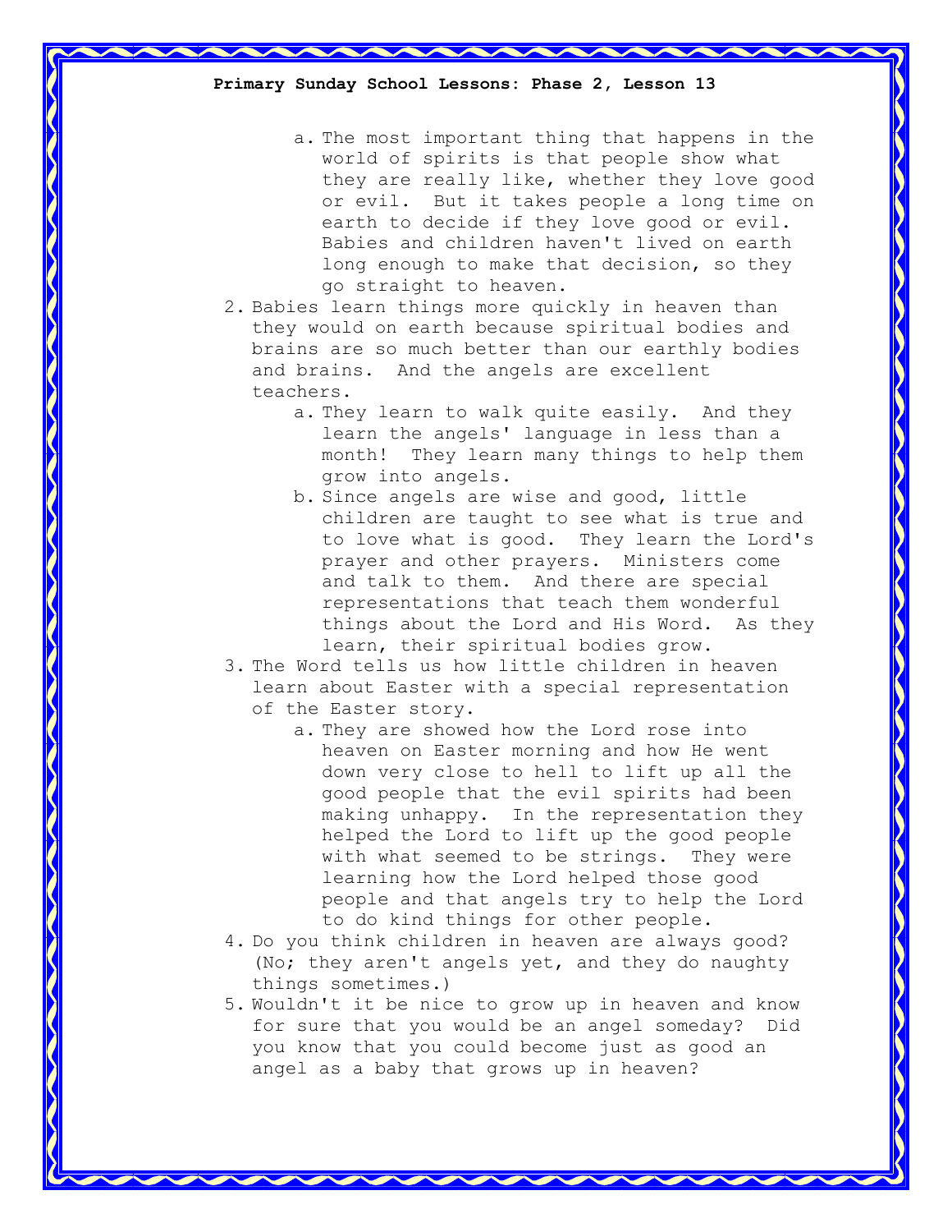a. The most important thing that happens in the world of spirits is that people show what they are really like, whether they love good or evil. But it takes people a long time on earth to decide if they love good or evil. Babies and children haven't lived on earth long enough to make that decision, so they go straight to heaven.

2. Babies learn things more quickly in heaven than they would on earth because spiritual bodies and brains are so much better than our earthly bodies and brains. And the angels are excellent teachers.
   a. They learn to walk quite easily. And they learn the angels' language in less than a month! They learn many things to help them grow into angels.
   b. Since angels are wise and good, little children are taught to see what is true and to love what is good. They learn the Lord's prayer and other prayers. Ministers come and talk to them. And there are special representations that teach them wonderful things about the Lord and His Word. As they learn, their spiritual bodies grow.
3. The Word tells us how little children in heaven learn about Easter with a special representation of the Easter story.
   a. They are showed how the Lord rose into heaven on Easter morning and how He went down very close to hell to lift up all the good people that the evil spirits had been making unhappy. In the representation they helped the Lord to lift up the good people with what seemed to be strings. They were learning how the Lord helped those good people and that angels try to help the Lord to do kind things for other people.
4. Do you think children in heaven are always good? (No; they aren't angels yet, and they do naughty things sometimes.)
5. Wouldn't it be nice to grow up in heaven and know for sure that you would be an angel someday? Did you know that you could become just as good an angel as a baby that grows up in heaven?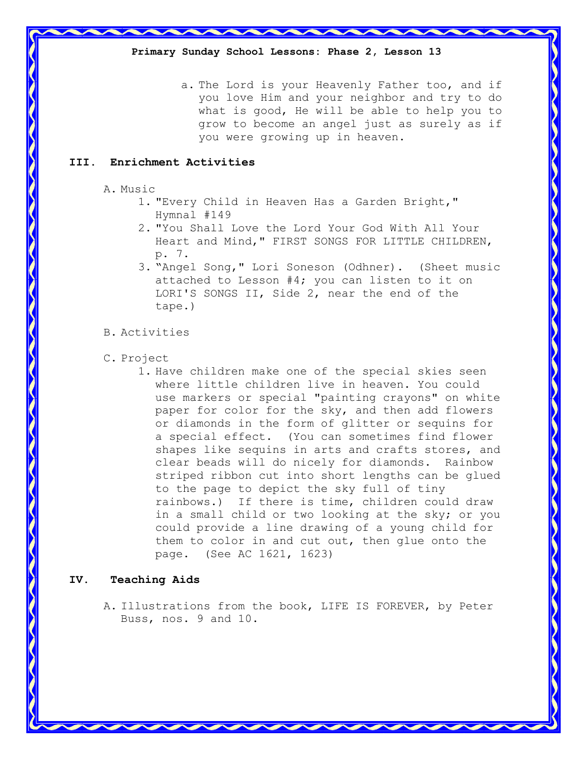a. The Lord is your Heavenly Father too, and if you love Him and your neighbor and try to do what is good, He will be able to help you to grow to become an angel just as surely as if you were growing up in heaven.

## III. Enrichment Activities

A. Music

1. "Every Child in Heaven Has a Garden Bright," Hymnal #149
2. "You Shall Love the Lord Your God With All Your Heart and Mind," FIRST SONGS FOR LITTLE CHILDREN, p. 7.
3. "Angel Song," Lori Soneson (Odhner). (Sheet music attached to Lesson #4; you can listen to it on LORI'S SONGS II, Side 2, near the end of the tape.)

B. Activities

C. Project

1. Have children make one of the special skies seen where little children live in heaven. You could use markers or special "painting crayons" on white paper for color for the sky, and then add flowers or diamonds in the form of glitter or sequins for a special effect. (You can sometimes find flower shapes like sequins in arts and crafts stores, and clear beads will do nicely for diamonds. Rainbow striped ribbon cut into short lengths can be glued to the page to depict the sky full of tiny rainbows.) If there is time, children could draw in a small child or two looking at the sky; or you could provide a line drawing of a young child for them to color in and cut out, then glue onto the page. (See AC 1621, 1623)

## IV. Teaching Aids

A. Illustrations from the book, LIFE IS FOREVER, by Peter Buss, nos. 9 and 10.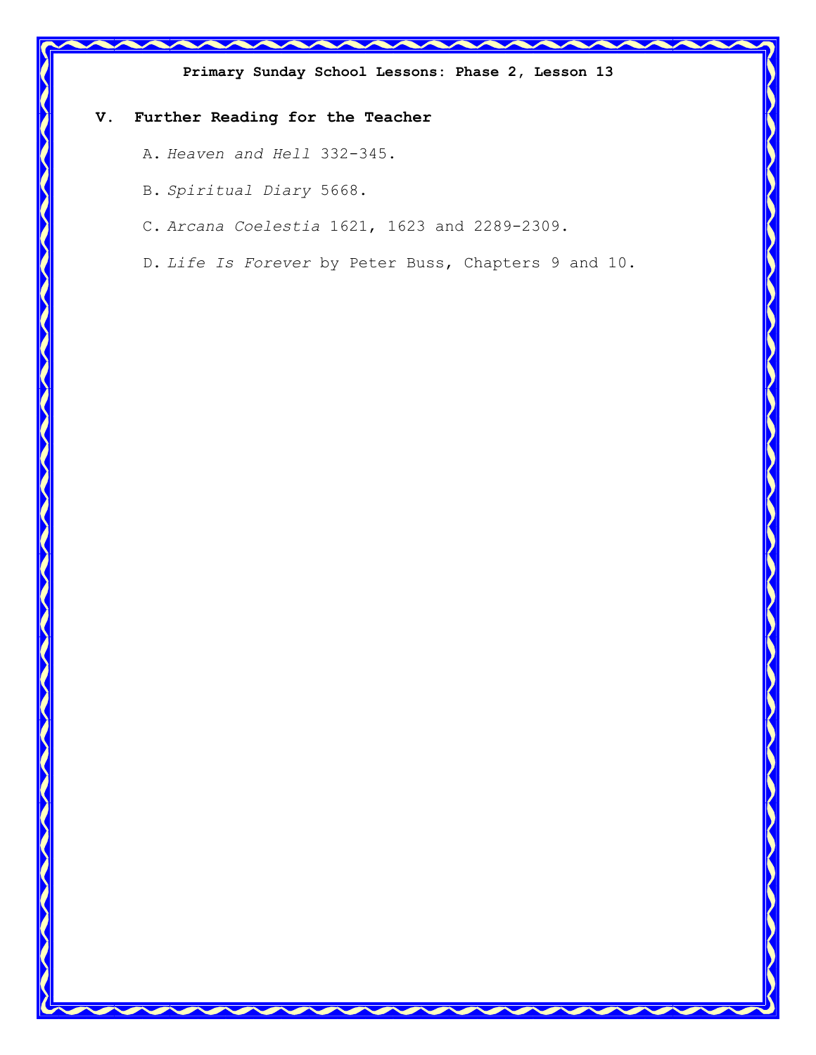## V. Further Reading for the Teacher

A. *Heaven and Hell* 332-345.

B. *Spiritual Diary* 5668.

C. *Arcana Coelestia* 1621, 1623 and 2289-2309.

D. *Life Is Forever* by Peter Buss, Chapters 9 and 10.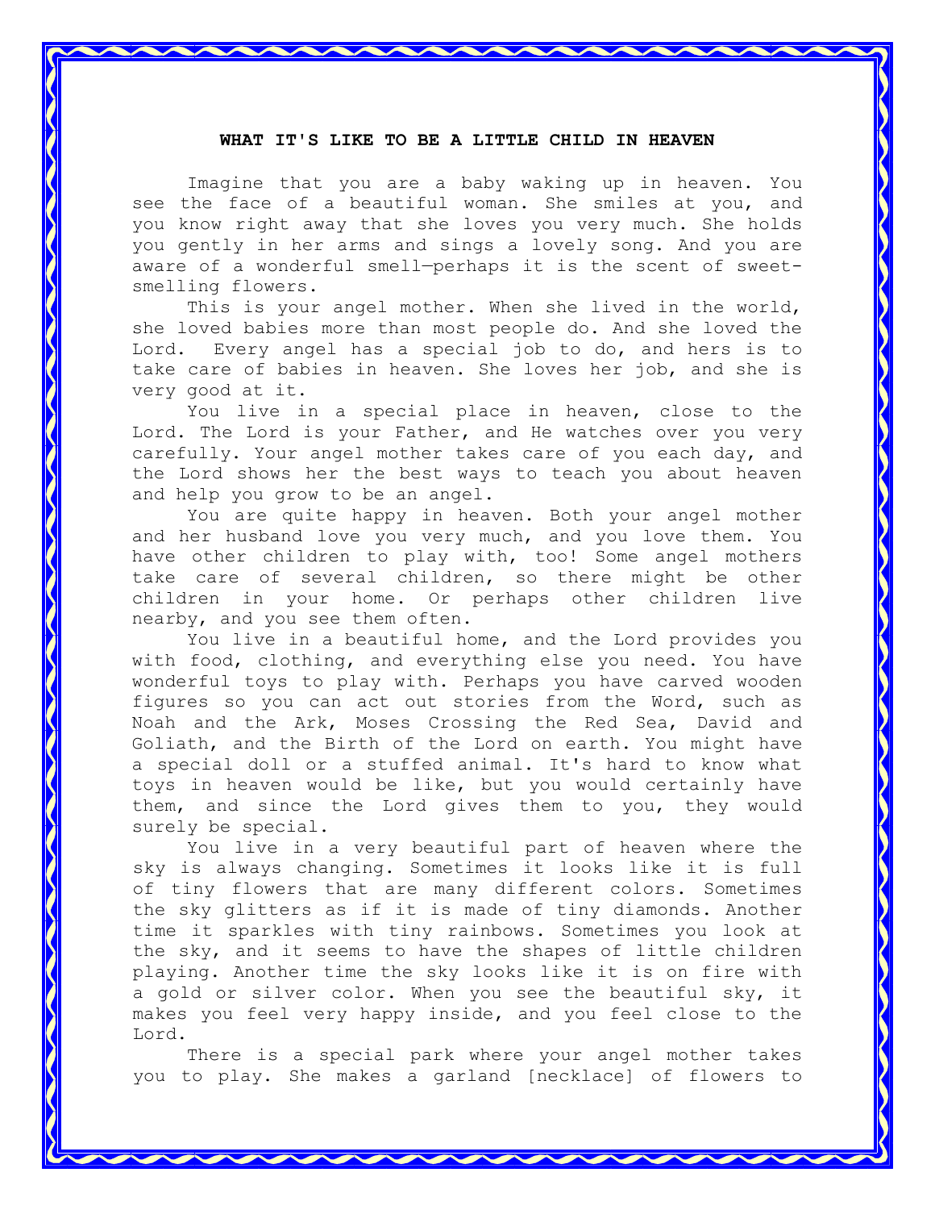**WHAT IT'S LIKE TO BE A LITTLE CHILD IN HEAVEN**

Imagine that you are a baby waking up in heaven. You see the face of a beautiful woman. She smiles at you, and you know right away that she loves you very much. She holds you gently in her arms and sings a lovely song. And you are aware of a wonderful smell—perhaps it is the scent of sweet-smelling flowers.

This is your angel mother. When she lived in the world, she loved babies more than most people do. And she loved the Lord. Every angel has a special job to do, and hers is to take care of babies in heaven. She loves her job, and she is very good at it.

You live in a special place in heaven, close to the Lord. The Lord is your Father, and He watches over you very carefully. Your angel mother takes care of you each day, and the Lord shows her the best ways to teach you about heaven and help you grow to be an angel.

You are quite happy in heaven. Both your angel mother and her husband love you very much, and you love them. You have other children to play with, too! Some angel mothers take care of several children, so there might be other children in your home. Or perhaps other children live nearby, and you see them often.

You live in a beautiful home, and the Lord provides you with food, clothing, and everything else you need. You have wonderful toys to play with. Perhaps you have carved wooden figures so you can act out stories from the Word, such as Noah and the Ark, Moses Crossing the Red Sea, David and Goliath, and the Birth of the Lord on earth. You might have a special doll or a stuffed animal. It's hard to know what toys in heaven would be like, but you would certainly have them, and since the Lord gives them to you, they would surely be special.

You live in a very beautiful part of heaven where the sky is always changing. Sometimes it looks like it is full of tiny flowers that are many different colors. Sometimes the sky glitters as if it is made of tiny diamonds. Another time it sparkles with tiny rainbows. Sometimes you look at the sky, and it seems to have the shapes of little children playing. Another time the sky looks like it is on fire with a gold or silver color. When you see the beautiful sky, it makes you feel very happy inside, and you feel close to the Lord.

There is a special park where your angel mother takes you to play. She makes a garland [necklace] of flowers to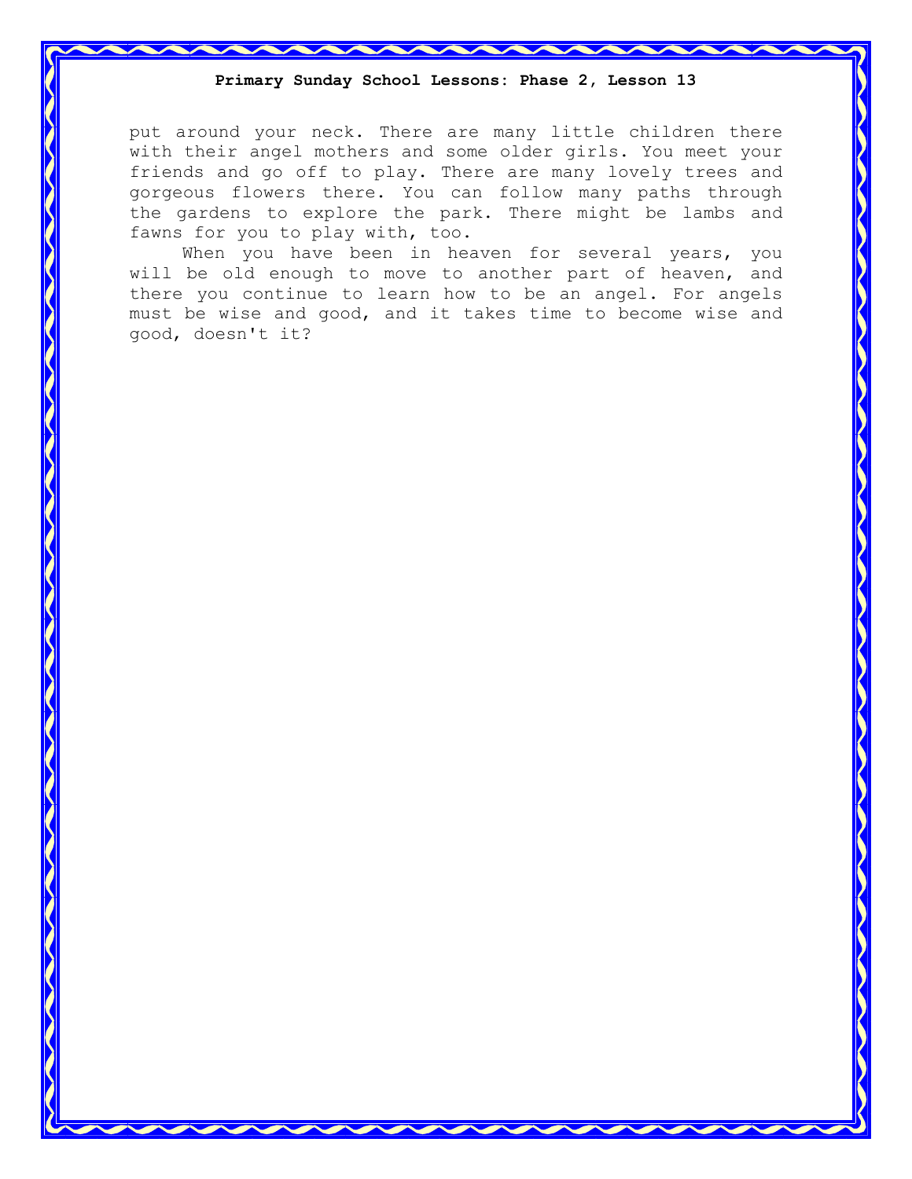put around your neck. There are many little children there with their angel mothers and some older girls. You meet your friends and go off to play. There are many lovely trees and gorgeous flowers there. You can follow many paths through the gardens to explore the park. There might be lambs and fawns for you to play with, too.

When you have been in heaven for several years, you will be old enough to move to another part of heaven, and there you continue to learn how to be an angel. For angels must be wise and good, and it takes time to become wise and good, doesn't it?